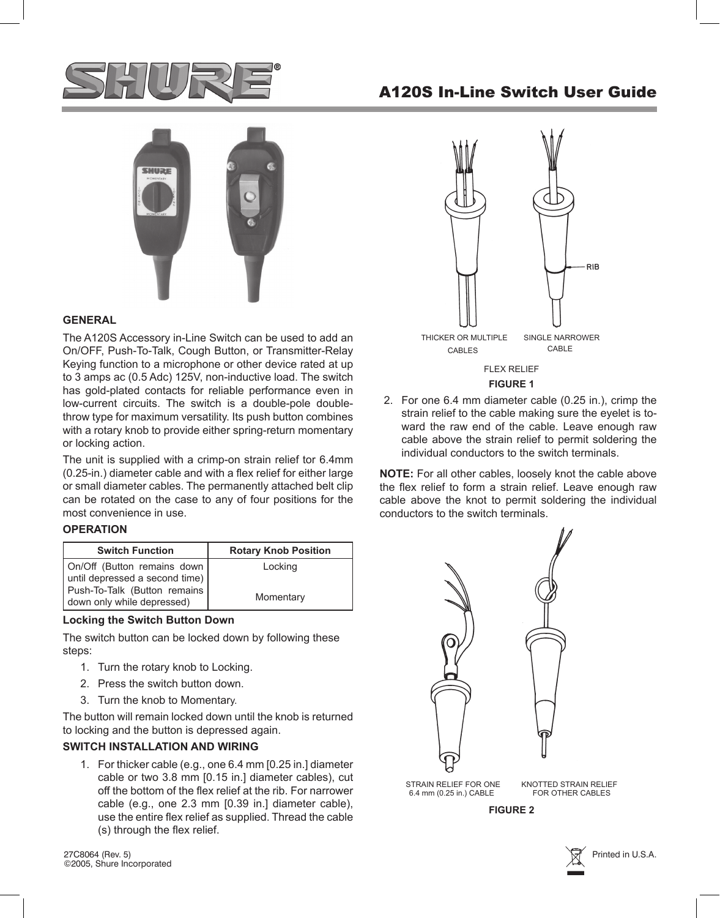# A120S In-Line Switch User Guide

## GENERAL

The A120S Accessory in-Line Switch can be used to add an On/OFF, Push-To-Talk, Cough Button, or Transmitter-Relay Keying function to a microphone or other device rated at up to 3 amps ac (0.5 Adc) 125V, non-inductive load. The switch has gold-plated contacts for reliable performance even in low-current circuits. The switch is a double-pole double-throw type for maximum versatility. Its push button combines with a rotary knob to provide either spring-return momentary or locking action.

The unit is supplied with a crimp-on strain relief tor 6.4mm (0.25-in.) diameter cable and with a flex relief for either large or small diameter cables. The permanently attached belt clip can be rotated on the case to any of four positions for the most convenience in use.

## OPERATION

| Switch Function | Rotary Knob Position |
|---|---|
| On/Off (Button remains down until depressed a second time) | Locking |
| Push-To-Talk (Button remains down only while depressed) | Momentary |

### Locking the Switch Button Down

The switch button can be locked down by following these steps:

1. Turn the rotary knob to Locking.
2. Press the switch button down.
3. Turn the knob to Momentary.

The button will remain locked down until the knob is returned to locking and the button is depressed again.

## SWITCH INSTALLATION AND WIRING

1. For thicker cable (e.g., one 6.4 mm [0.25 in.] diameter cable or two 3.8 mm [0.15 in.] diameter cables), cut off the bottom of the flex relief at the rib. For narrower cable (e.g., one 2.3 mm [0.39 in.] diameter cable), use the entire flex relief as supplied. Thread the cable (s) through the flex relief.

THICKER OR MULTIPLE CABLES — SINGLE NARROWER CABLE — RIB

FLEX RELIEF

**FIGURE 1**

2. For one 6.4 mm diameter cable (0.25 in.), crimp the strain relief to the cable making sure the eyelet is toward the raw end of the cable. Leave enough raw cable above the strain relief to permit soldering the individual conductors to the switch terminals.

**NOTE:** For all other cables, loosely knot the cable above the flex relief to form a strain relief. Leave enough raw cable above the knot to permit soldering the individual conductors to the switch terminals.

STRAIN RELIEF FOR ONE 6.4 mm (0.25 in.) CABLE — KNOTTED STRAIN RELIEF FOR OTHER CABLES

**FIGURE 2**

27C8064 (Rev. 5)
©2005, Shure Incorporated

Printed in U.S.A.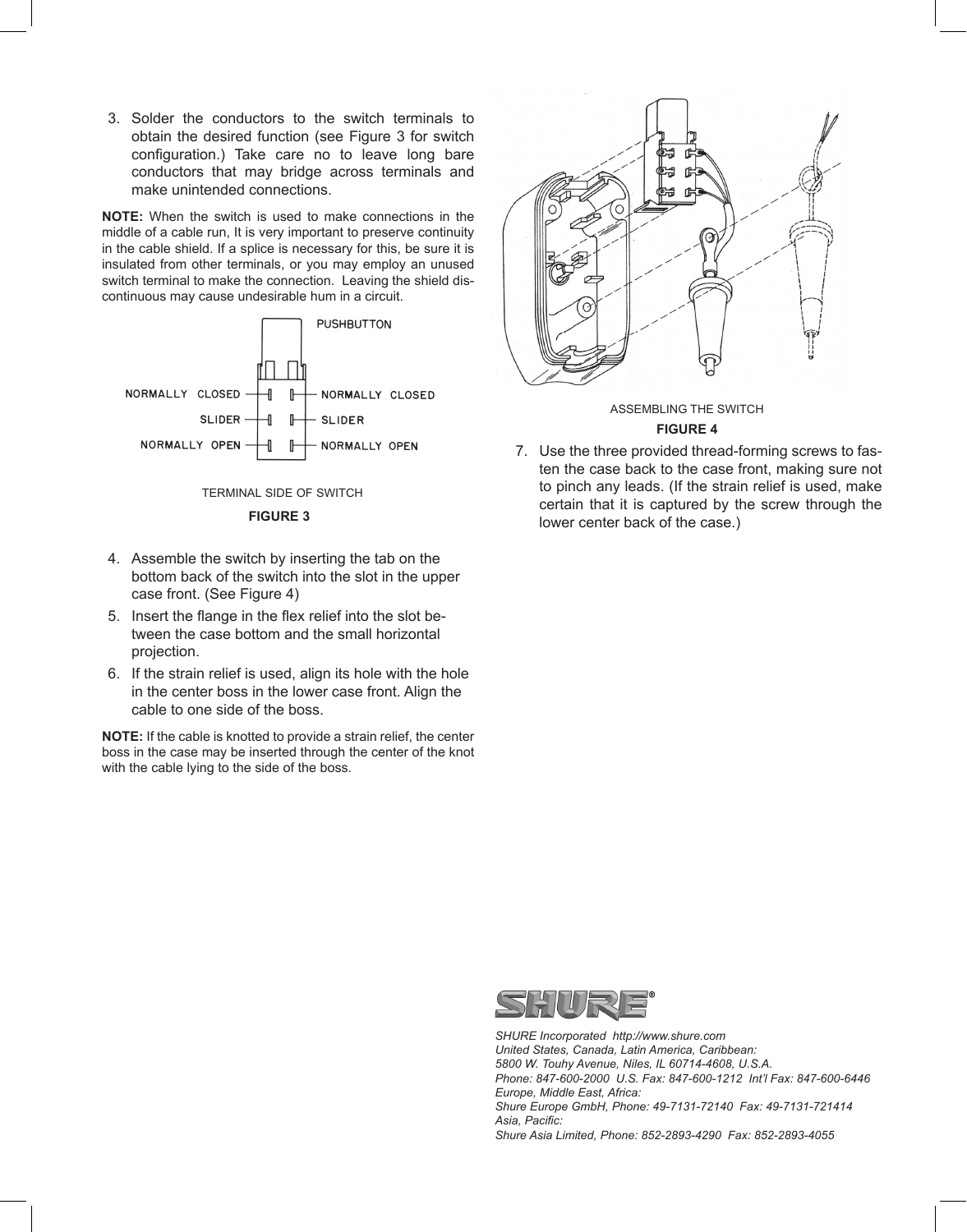3. Solder the conductors to the switch terminals to obtain the desired function (see Figure 3 for switch configuration.) Take care no to leave long bare conductors that may bridge across terminals and make unintended connections.

**NOTE:** When the switch is used to make connections in the middle of a cable run, It is very important to preserve continuity in the cable shield. If a splice is necessary for this, be sure it is insulated from other terminals, or you may employ an unused switch terminal to make the connection. Leaving the shield discontinuous may cause undesirable hum in a circuit.

PUSHBUTTON

NORMALLY CLOSED

SLIDER

NORMALLY OPEN

NORMALLY CLOSED

SLIDER

NORMALLY OPEN

TERMINAL SIDE OF SWITCH

**FIGURE 3**

4. Assemble the switch by inserting the tab on the bottom back of the switch into the slot in the upper case front. (See Figure 4)
5. Insert the flange in the flex relief into the slot between the case bottom and the small horizontal projection.
6. If the strain relief is used, align its hole with the hole in the center boss in the lower case front. Align the cable to one side of the boss.

**NOTE:** If the cable is knotted to provide a strain relief, the center boss in the case may be inserted through the center of the knot with the cable lying to the side of the boss.

ASSEMBLING THE SWITCH

**FIGURE 4**

7. Use the three provided thread-forming screws to fasten the case back to the case front, making sure not to pinch any leads. (If the strain relief is used, make certain that it is captured by the screw through the lower center back of the case.)

SHURE®

*SHURE Incorporated http://www.shure.com*
*United States, Canada, Latin America, Caribbean:*
*5800 W. Touhy Avenue, Niles, IL 60714-4608, U.S.A.*
*Phone: 847-600-2000 U.S. Fax: 847-600-1212 Int'l Fax: 847-600-6446*
*Europe, Middle East, Africa:*
*Shure Europe GmbH, Phone: 49-7131-72140 Fax: 49-7131-721414*
*Asia, Pacific:*
*Shure Asia Limited, Phone: 852-2893-4290 Fax: 852-2893-4055*